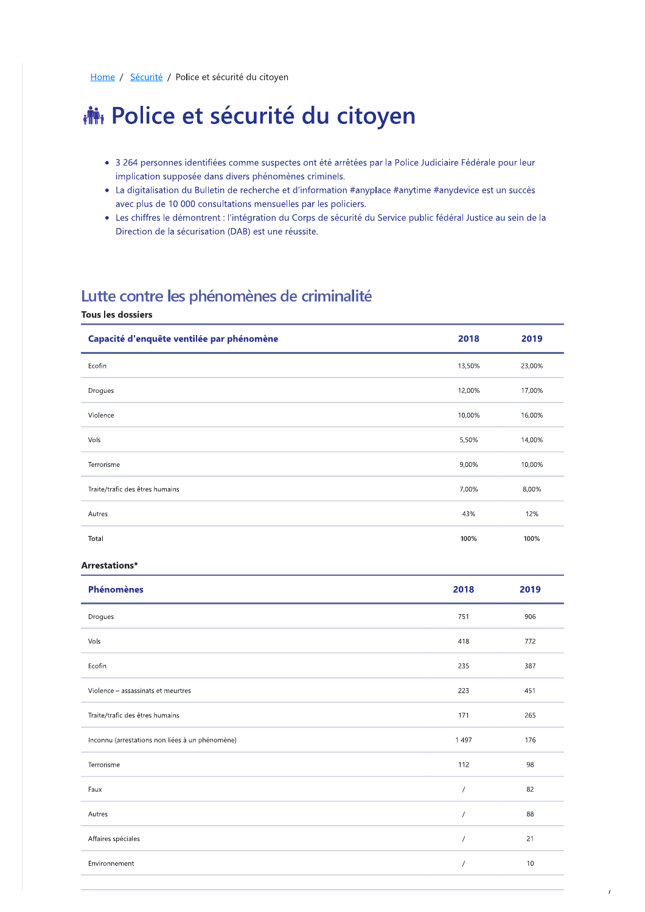Home / Sécurité / Police et sécurité du citoyen

# Police et sécurité du citoyen

- 3 264 personnes identifiées comme suspectes ont été arrêtées par la Police Judiciaire Fédérale pour leur implication supposée dans divers phénomènes criminels.
- La digitalisation du Bulletin de recherche et d'information #anyplace #anytime #anydevice est un succès avec plus de 10 000 consultations mensuelles par les policiers.
- Les chiffres le démontrent : l'intégration du Corps de sécurité du Service public fédéral Justice au sein de la Direction de la sécurisation (DAB) est une réussite.

## Lutte contre les phénomènes de criminalité

**Tous les dossiers**

| Capacité d'enquête ventilée par phénomène | 2018 | 2019 |
|---|---|---|
| Ecofin | 13,50% | 23,00% |
| Drogues | 12,00% | 17,00% |
| Violence | 10,00% | 16,00% |
| Vols | 5,50% | 14,00% |
| Terrorisme | 9,00% | 10,00% |
| Traite/trafic des êtres humains | 7,00% | 8,00% |
| Autres | 43% | 12% |
| Total | **100%** | **100%** |

**Arrestations***

| Phénomènes | 2018 | 2019 |
|---|---|---|
| Drogues | 751 | 906 |
| Vols | 418 | 772 |
| Ecofin | 235 | 387 |
| Violence – assassinats et meurtres | 223 | 451 |
| Traite/trafic des êtres humains | 171 | 265 |
| Inconnu (arrestations non liées à un phénomène) | 1 497 | 176 |
| Terrorisme | 112 | 98 |
| Faux | / | 82 |
| Autres | / | 88 |
| Affaires spéciales | / | 21 |
| Environnement | / | 10 |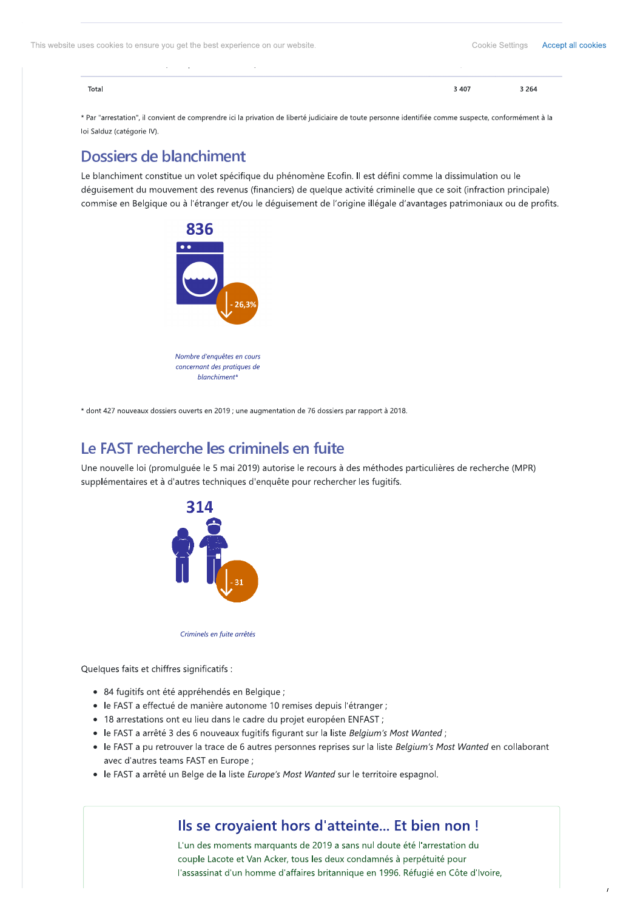| Total | 3 407 | 3 264 |
|---|---|---|

* Par "arrestation", il convient de comprendre ici la privation de liberté judiciaire de toute personne identifiée comme suspecte, conformément à la loi Salduz (catégorie IV).

## Dossiers de blanchiment

Le blanchiment constitue un volet spécifique du phénomène Ecofin. Il est défini comme la dissimulation ou le déguisement du mouvement des revenus (financiers) de quelque activité criminelle que ce soit (infraction principale) commise en Belgique ou à l'étranger et/ou le déguisement de l'origine illégale d'avantages patrimoniaux ou de profits.

836

- 26,3%

*Nombre d'enquêtes en cours concernant des pratiques de blanchiment**

* dont 427 nouveaux dossiers ouverts en 2019 ; une augmentation de 76 dossiers par rapport à 2018.

## Le FAST recherche les criminels en fuite

Une nouvelle loi (promulguée le 5 mai 2019) autorise le recours à des méthodes particulières de recherche (MPR) supplémentaires et à d'autres techniques d'enquête pour rechercher les fugitifs.

314

- 31

*Criminels en fuite arrêtés*

Quelques faits et chiffres significatifs :

- 84 fugitifs ont été appréhendés en Belgique ;
- le FAST a effectué de manière autonome 10 remises depuis l'étranger ;
- 18 arrestations ont eu lieu dans le cadre du projet européen ENFAST ;
- le FAST a arrêté 3 des 6 nouveaux fugitifs figurant sur la liste *Belgium's Most Wanted* ;
- le FAST a pu retrouver la trace de 6 autres personnes reprises sur la liste *Belgium's Most Wanted* en collaborant avec d'autres teams FAST en Europe ;
- le FAST a arrêté un Belge de la liste *Europe's Most Wanted* sur le territoire espagnol.

### Ils se croyaient hors d'atteinte… Et bien non !

L'un des moments marquants de 2019 a sans nul doute été l'arrestation du couple Lacote et Van Acker, tous les deux condamnés à perpétuité pour l'assassinat d'un homme d'affaires britannique en 1996. Réfugié en Côte d'Ivoire,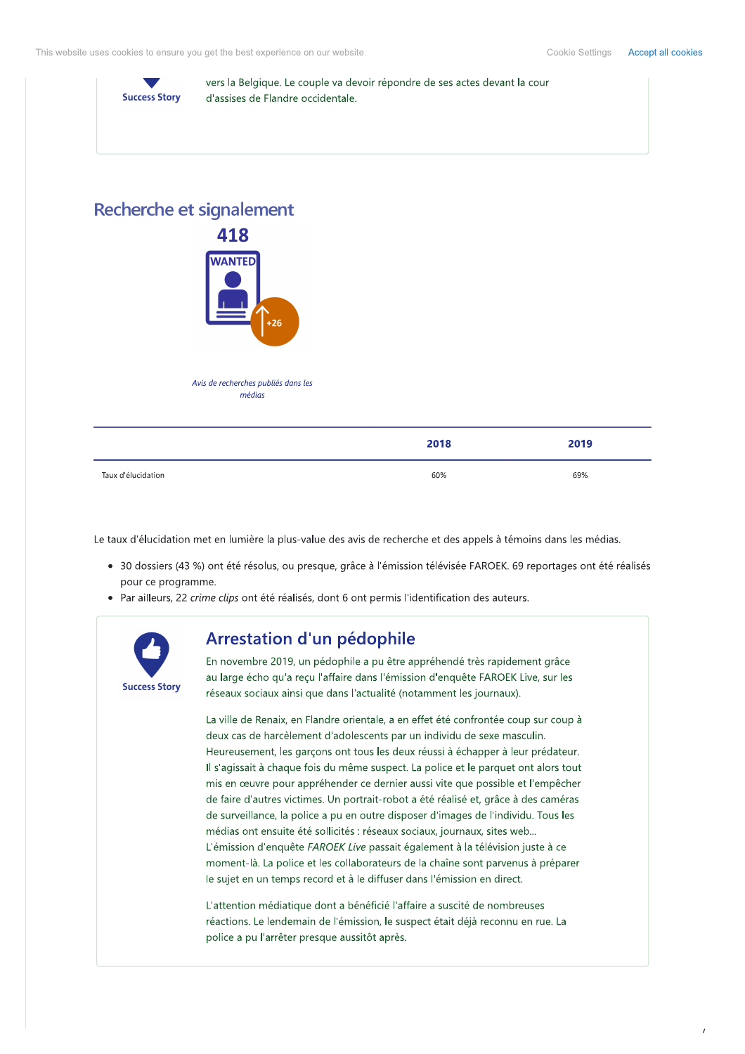Success Story

vers la Belgique. Le couple va devoir répondre de ses actes devant la cour d'assises de Flandre occidentale.

## Recherche et signalement

418

WANTED

+26

*Avis de recherches publiés dans les médias*

| | 2018 | 2019 |
|---|---|---|
| Taux d'élucidation | 60% | 69% |

Le taux d'élucidation met en lumière la plus-value des avis de recherche et des appels à témoins dans les médias.

- 30 dossiers (43 %) ont été résolus, ou presque, grâce à l'émission télévisée FAROEK. 69 reportages ont été réalisés pour ce programme.
- Par ailleurs, 22 *crime clips* ont été réalisés, dont 6 ont permis l'identification des auteurs.

Success Story

### Arrestation d'un pédophile

En novembre 2019, un pédophile a pu être appréhendé très rapidement grâce au large écho qu'a reçu l'affaire dans l'émission d'enquête FAROEK Live, sur les réseaux sociaux ainsi que dans l'actualité (notamment les journaux).

La ville de Renaix, en Flandre orientale, a en effet été confrontée coup sur coup à deux cas de harcèlement d'adolescents par un individu de sexe masculin. Heureusement, les garçons ont tous les deux réussi à échapper à leur prédateur. Il s'agissait à chaque fois du même suspect. La police et le parquet ont alors tout mis en œuvre pour appréhender ce dernier aussi vite que possible et l'empêcher de faire d'autres victimes. Un portrait-robot a été réalisé et, grâce à des caméras de surveillance, la police a pu en outre disposer d'images de l'individu. Tous les médias ont ensuite été sollicités : réseaux sociaux, journaux, sites web… L'émission d'enquête *FAROEK Live* passait également à la télévision juste à ce moment-là. La police et les collaborateurs de la chaîne sont parvenus à préparer le sujet en un temps record et à le diffuser dans l'émission en direct.

L'attention médiatique dont a bénéficié l'affaire a suscité de nombreuses réactions. Le lendemain de l'émission, le suspect était déjà reconnu en rue. La police a pu l'arrêter presque aussitôt après.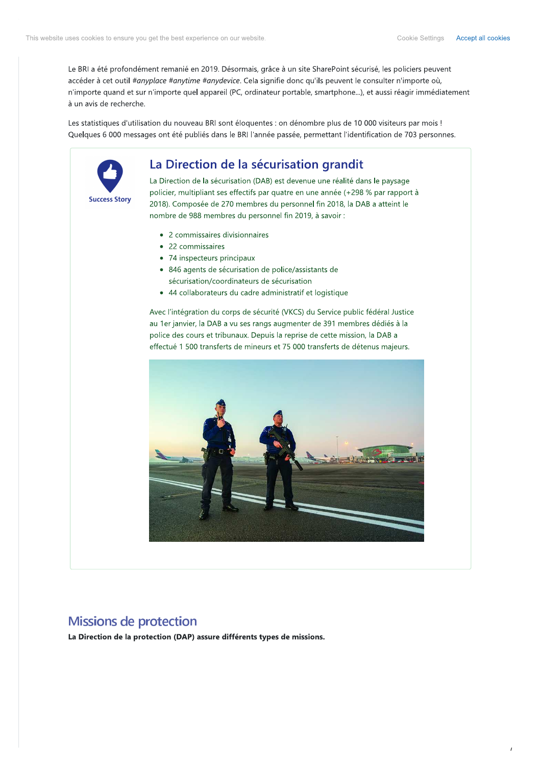Le BRI a été profondément remanié en 2019. Désormais, grâce à un site SharePoint sécurisé, les policiers peuvent accéder à cet outil *#anyplace #anytime #anydevice*. Cela signifie donc qu'ils peuvent le consulter n'importe où, n'importe quand et sur n'importe quel appareil (PC, ordinateur portable, smartphone...), et aussi réagir immédiatement à un avis de recherche.

Les statistiques d'utilisation du nouveau BRI sont éloquentes : on dénombre plus de 10 000 visiteurs par mois ! Quelques 6 000 messages ont été publiés dans le BRI l'année passée, permettant l'identification de 703 personnes.

Success Story

## La Direction de la sécurisation grandit

La Direction de la sécurisation (DAB) est devenue une réalité dans le paysage policier, multipliant ses effectifs par quatre en une année (+298 % par rapport à 2018). Composée de 270 membres du personnel fin 2018, la DAB a atteint le nombre de 988 membres du personnel fin 2019, à savoir :

- 2 commissaires divisionnaires
- 22 commissaires
- 74 inspecteurs principaux
- 846 agents de sécurisation de police/assistants de sécurisation/coordinateurs de sécurisation
- 44 collaborateurs du cadre administratif et logistique

Avec l'intégration du corps de sécurité (VKCS) du Service public fédéral Justice au 1er janvier, la DAB a vu ses rangs augmenter de 391 membres dédiés à la police des cours et tribunaux. Depuis la reprise de cette mission, la DAB a effectué 1 500 transferts de mineurs et 75 000 transferts de détenus majeurs.

## Missions de protection

**La Direction de la protection (DAP) assure différents types de missions.**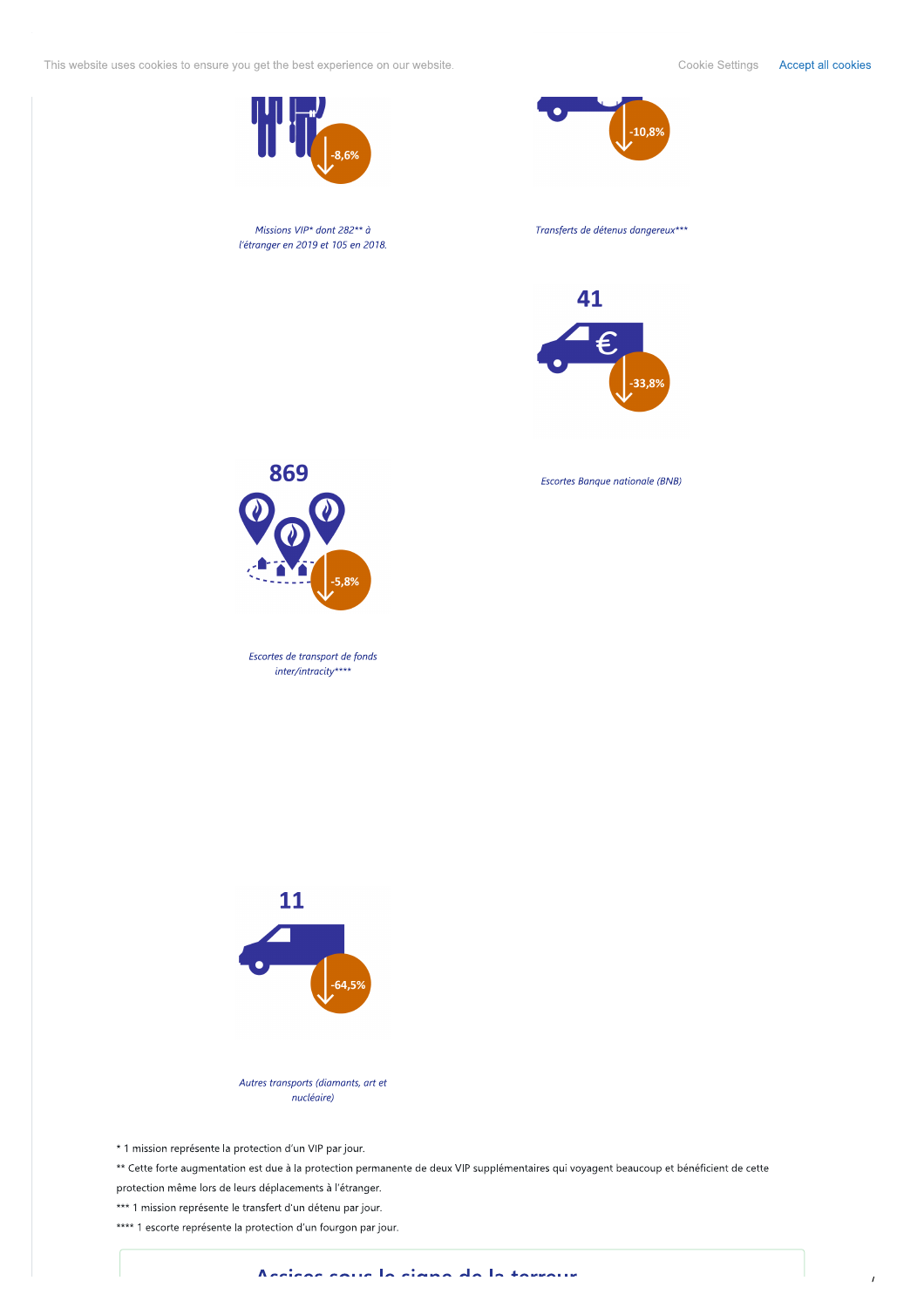-8,6%

*Missions VIP* dont 282** à l'étranger en 2019 et 105 en 2018.*

-10,8%

*Transferts de détenus dangereux****

41

-33,8%

*Escortes Banque nationale (BNB)*

869

-5,8%

*Escortes de transport de fonds inter/intracity*****

11

-64,5%

*Autres transports (diamants, art et nucléaire)*

* 1 mission représente la protection d'un VIP par jour.

** Cette forte augmentation est due à la protection permanente de deux VIP supplémentaires qui voyagent beaucoup et bénéficient de cette protection même lors de leurs déplacements à l'étranger.

*** 1 mission représente le transfert d'un détenu par jour.

**** 1 escorte représente la protection d'un fourgon par jour.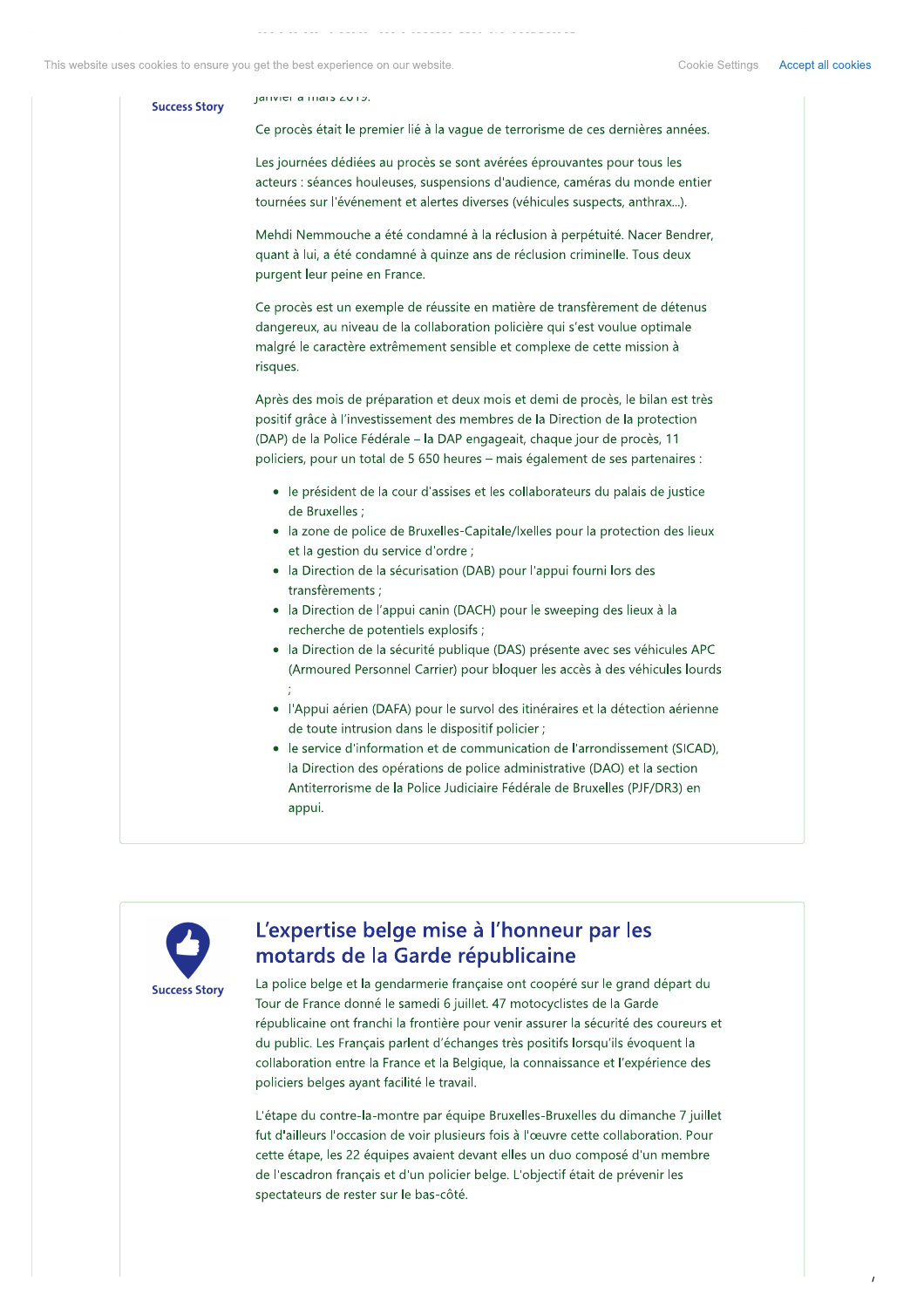Success Story

janvier à mars 2019.

Ce procès était le premier lié à la vague de terrorisme de ces dernières années.

Les journées dédiées au procès se sont avérées éprouvantes pour tous les acteurs : séances houleuses, suspensions d'audience, caméras du monde entier tournées sur l'événement et alertes diverses (véhicules suspects, anthrax…).

Mehdi Nemmouche a été condamné à la réclusion à perpétuité. Nacer Bendrer, quant à lui, a été condamné à quinze ans de réclusion criminelle. Tous deux purgent leur peine en France.

Ce procès est un exemple de réussite en matière de transfèrement de détenus dangereux, au niveau de la collaboration policière qui s'est voulue optimale malgré le caractère extrêmement sensible et complexe de cette mission à risques.

Après des mois de préparation et deux mois et demi de procès, le bilan est très positif grâce à l'investissement des membres de la Direction de la protection (DAP) de la Police Fédérale – la DAP engageait, chaque jour de procès, 11 policiers, pour un total de 5 650 heures – mais également de ses partenaires :

- le président de la cour d'assises et les collaborateurs du palais de justice de Bruxelles ;
- la zone de police de Bruxelles-Capitale/Ixelles pour la protection des lieux et la gestion du service d'ordre ;
- la Direction de la sécurisation (DAB) pour l'appui fourni lors des transfèrements ;
- la Direction de l'appui canin (DACH) pour le sweeping des lieux à la recherche de potentiels explosifs ;
- la Direction de la sécurité publique (DAS) présente avec ses véhicules APC (Armoured Personnel Carrier) pour bloquer les accès à des véhicules lourds ;
- l'Appui aérien (DAFA) pour le survol des itinéraires et la détection aérienne de toute intrusion dans le dispositif policier ;
- le service d'information et de communication de l'arrondissement (SICAD), la Direction des opérations de police administrative (DAO) et la section Antiterrorisme de la Police Judiciaire Fédérale de Bruxelles (PJF/DR3) en appui.

Success Story

## L'expertise belge mise à l'honneur par les motards de la Garde républicaine

La police belge et la gendarmerie française ont coopéré sur le grand départ du Tour de France donné le samedi 6 juillet. 47 motocyclistes de la Garde républicaine ont franchi la frontière pour venir assurer la sécurité des coureurs et du public. Les Français parlent d'échanges très positifs lorsqu'ils évoquent la collaboration entre la France et la Belgique, la connaissance et l'expérience des policiers belges ayant facilité le travail.

L'étape du contre-la-montre par équipe Bruxelles-Bruxelles du dimanche 7 juillet fut d'ailleurs l'occasion de voir plusieurs fois à l'œuvre cette collaboration. Pour cette étape, les 22 équipes avaient devant elles un duo composé d'un membre de l'escadron français et d'un policier belge. L'objectif était de prévenir les spectateurs de rester sur le bas-côté.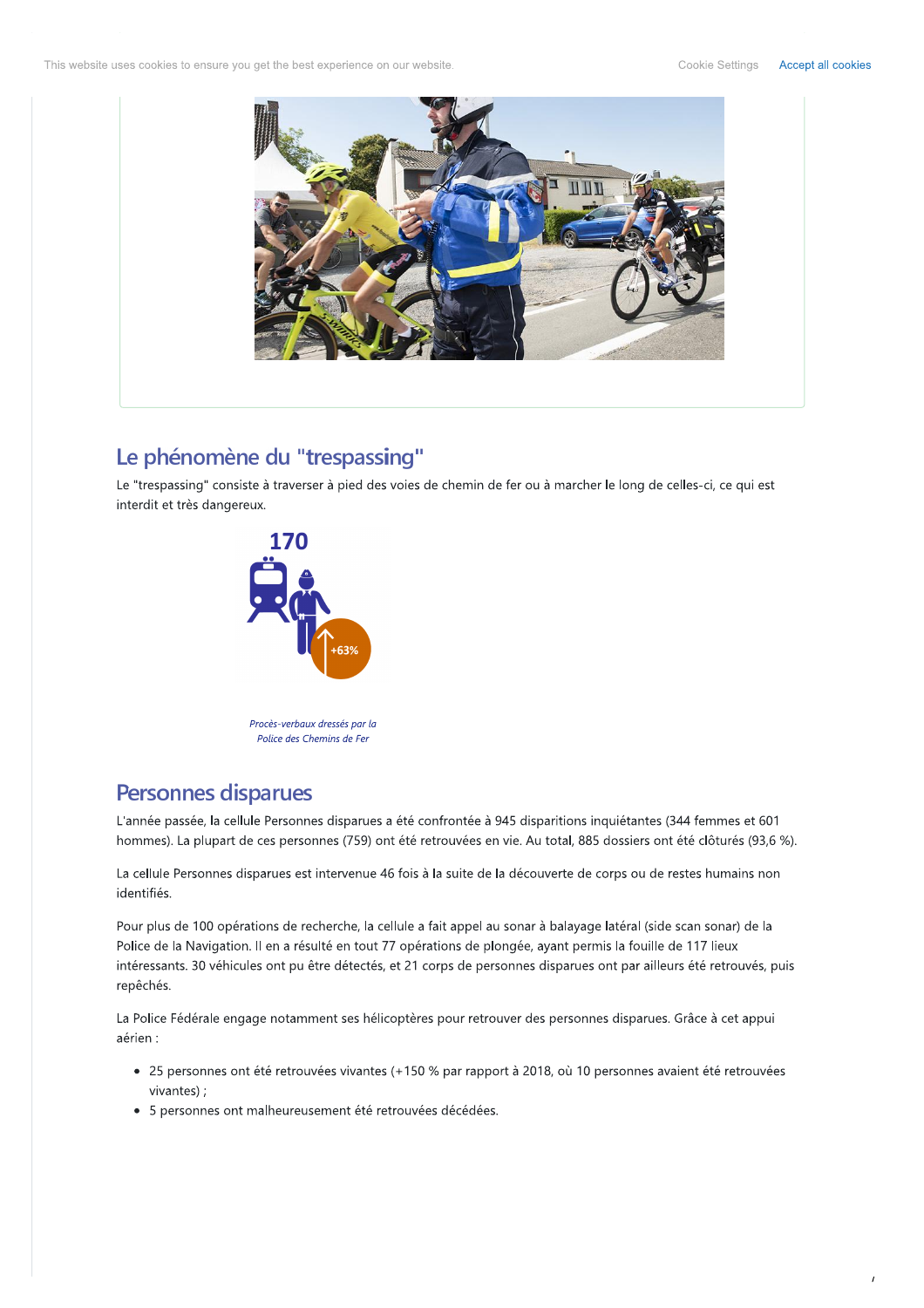## Le phénomène du "trespassing"

Le "trespassing" consiste à traverser à pied des voies de chemin de fer ou à marcher le long de celles-ci, ce qui est interdit et très dangereux.

170

+63%

*Procès-verbaux dressés par la Police des Chemins de Fer*

## Personnes disparues

L'année passée, la cellule Personnes disparues a été confrontée à 945 disparitions inquiétantes (344 femmes et 601 hommes). La plupart de ces personnes (759) ont été retrouvées en vie. Au total, 885 dossiers ont été clôturés (93,6 %).

La cellule Personnes disparues est intervenue 46 fois à la suite de la découverte de corps ou de restes humains non identifiés.

Pour plus de 100 opérations de recherche, la cellule a fait appel au sonar à balayage latéral (side scan sonar) de la Police de la Navigation. Il en a résulté en tout 77 opérations de plongée, ayant permis la fouille de 117 lieux intéressants. 30 véhicules ont pu être détectés, et 21 corps de personnes disparues ont par ailleurs été retrouvés, puis repêchés.

La Police Fédérale engage notamment ses hélicoptères pour retrouver des personnes disparues. Grâce à cet appui aérien :

- 25 personnes ont été retrouvées vivantes (+150 % par rapport à 2018, où 10 personnes avaient été retrouvées vivantes) ;
- 5 personnes ont malheureusement été retrouvées décédées.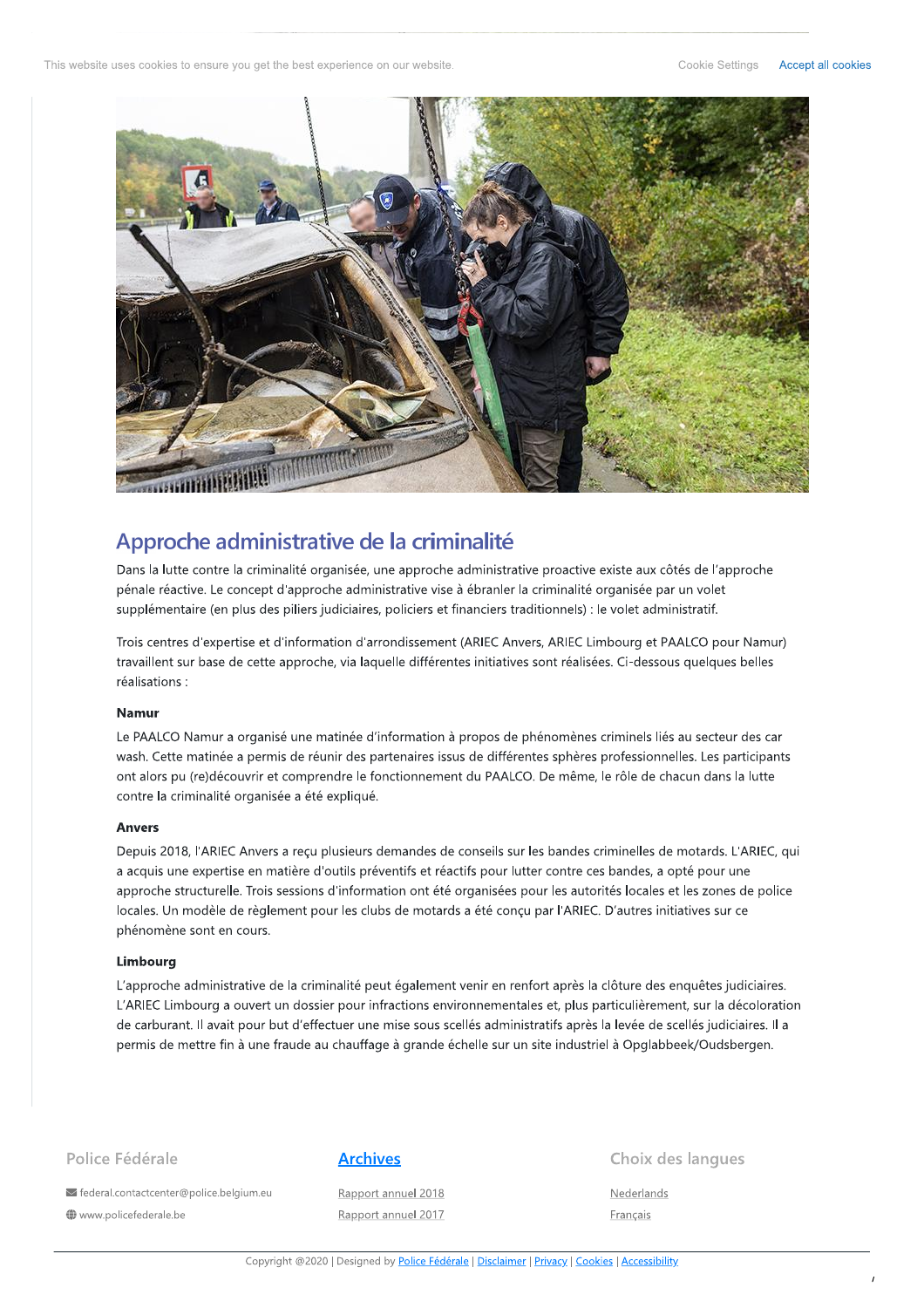This website uses cookies to ensure you get the best experience on our website. Cookie Settings Accept all cookies

## Approche administrative de la criminalité

Dans la lutte contre la criminalité organisée, une approche administrative proactive existe aux côtés de l'approche pénale réactive. Le concept d'approche administrative vise à ébranler la criminalité organisée par un volet supplémentaire (en plus des piliers judiciaires, policiers et financiers traditionnels) : le volet administratif.

Trois centres d'expertise et d'information d'arrondissement (ARIEC Anvers, ARIEC Limbourg et PAALCO pour Namur) travaillent sur base de cette approche, via laquelle différentes initiatives sont réalisées. Ci-dessous quelques belles réalisations :

**Namur**

Le PAALCO Namur a organisé une matinée d'information à propos de phénomènes criminels liés au secteur des car wash. Cette matinée a permis de réunir des partenaires issus de différentes sphères professionnelles. Les participants ont alors pu (re)découvrir et comprendre le fonctionnement du PAALCO. De même, le rôle de chacun dans la lutte contre la criminalité organisée a été expliqué.

**Anvers**

Depuis 2018, l'ARIEC Anvers a reçu plusieurs demandes de conseils sur les bandes criminelles de motards. L'ARIEC, qui a acquis une expertise en matière d'outils préventifs et réactifs pour lutter contre ces bandes, a opté pour une approche structurelle. Trois sessions d'information ont été organisées pour les autorités locales et les zones de police locales. Un modèle de règlement pour les clubs de motards a été conçu par l'ARIEC. D'autres initiatives sur ce phénomène sont en cours.

**Limbourg**

L'approche administrative de la criminalité peut également venir en renfort après la clôture des enquêtes judiciaires. L'ARIEC Limbourg a ouvert un dossier pour infractions environnementales et, plus particulièrement, sur la décoloration de carburant. Il avait pour but d'effectuer une mise sous scellés administratifs après la levée de scellés judiciaires. Il a permis de mettre fin à une fraude au chauffage à grande échelle sur un site industriel à Opglabbeek/Oudsbergen.

**Police Fédérale**

federal.contactcenter@police.belgium.eu

www.policefederale.be

**Archives**

Rapport annuel 2018

Rapport annuel 2017

**Choix des langues**

Nederlands

Français

Copyright @2020 | Designed by Police Fédérale | Disclaimer | Privacy | Cookies | Accessibility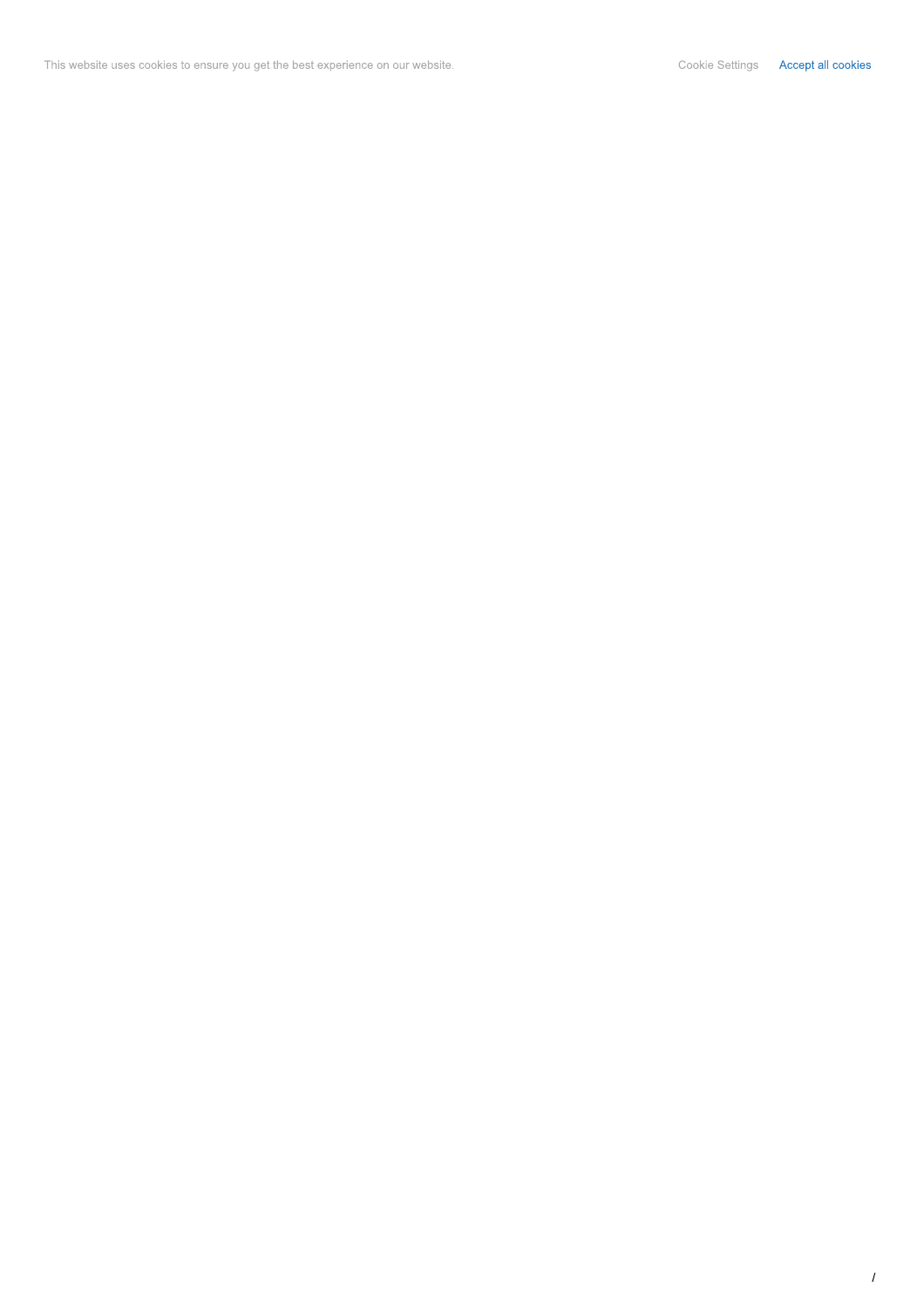This website uses cookies to ensure you get the best experience on our website.

Cookie Settings Accept all cookies